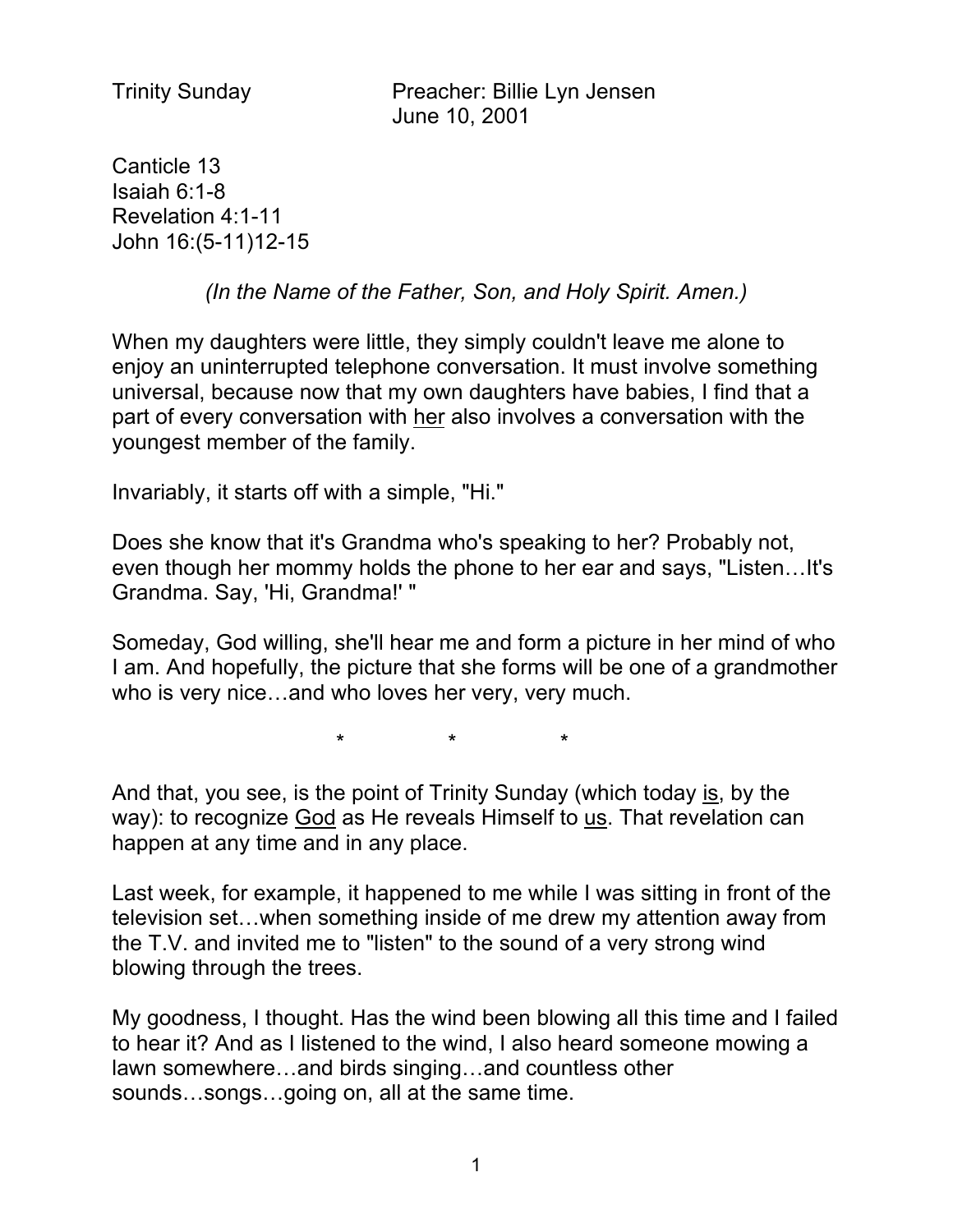Trinity Sunday Preacher: Billie Lyn Jensen
June 10, 2001

Canticle 13
Isaiah 6:1-8
Revelation 4:1-11
John 16:(5-11)12-15

*(In the Name of the Father, Son, and Holy Spirit. Amen.)*

When my daughters were little, they simply couldn't leave me alone to enjoy an uninterrupted telephone conversation. It must involve something universal, because now that my own daughters have babies, I find that a part of every conversation with <u>her</u> also involves a conversation with the youngest member of the family.

Invariably, it starts off with a simple, "Hi."

Does she know that it's Grandma who's speaking to her? Probably not, even though her mommy holds the phone to her ear and says, "Listen…It's Grandma. Say, 'Hi, Grandma!' "

Someday, God willing, she'll hear me and form a picture in her mind of who I am. And hopefully, the picture that she forms will be one of a grandmother who is very nice…and who loves her very, very much.

\* \* \*

And that, you see, is the point of Trinity Sunday (which today <u>is</u>, by the way): to recognize <u>God</u> as He reveals Himself to <u>us</u>. That revelation can happen at any time and in any place.

Last week, for example, it happened to me while I was sitting in front of the television set…when something inside of me drew my attention away from the T.V. and invited me to "listen" to the sound of a very strong wind blowing through the trees.

My goodness, I thought. Has the wind been blowing all this time and I failed to hear it? And as I listened to the wind, I also heard someone mowing a lawn somewhere…and birds singing…and countless other sounds…songs…going on, all at the same time.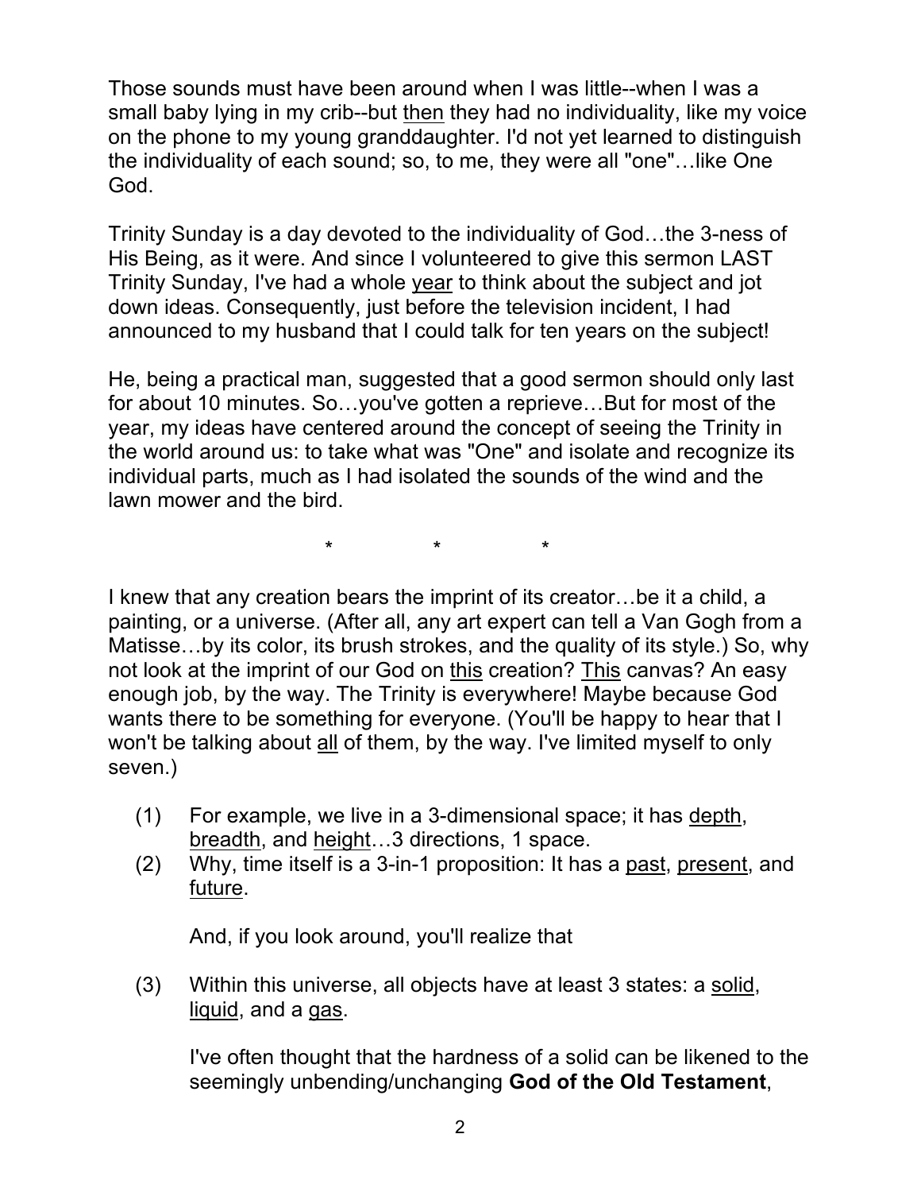Those sounds must have been around when I was little--when I was a small baby lying in my crib--but <u>then</u> they had no individuality, like my voice on the phone to my young granddaughter. I'd not yet learned to distinguish the individuality of each sound; so, to me, they were all "one"…like One God.

Trinity Sunday is a day devoted to the individuality of God…the 3-ness of His Being, as it were. And since I volunteered to give this sermon LAST Trinity Sunday, I've had a whole <u>year</u> to think about the subject and jot down ideas. Consequently, just before the television incident, I had announced to my husband that I could talk for ten years on the subject!

He, being a practical man, suggested that a good sermon should only last for about 10 minutes. So…you've gotten a reprieve…But for most of the year, my ideas have centered around the concept of seeing the Trinity in the world around us: to take what was "One" and isolate and recognize its individual parts, much as I had isolated the sounds of the wind and the lawn mower and the bird.

\*　　　　\*　　　　\*

I knew that any creation bears the imprint of its creator…be it a child, a painting, or a universe. (After all, any art expert can tell a Van Gogh from a Matisse…by its color, its brush strokes, and the quality of its style.) So, why not look at the imprint of our God on <u>this</u> creation? <u>This</u> canvas? An easy enough job, by the way. The Trinity is everywhere! Maybe because God wants there to be something for everyone. (You'll be happy to hear that I won't be talking about <u>all</u> of them, by the way. I've limited myself to only seven.)

(1) For example, we live in a 3-dimensional space; it has <u>depth</u>, <u>breadth</u>, and <u>height</u>…3 directions, 1 space.

(2) Why, time itself is a 3-in-1 proposition: It has a <u>past</u>, <u>present</u>, and <u>future</u>.

    And, if you look around, you'll realize that

(3) Within this universe, all objects have at least 3 states: a <u>solid</u>, <u>liquid</u>, and a <u>gas</u>.

    I've often thought that the hardness of a solid can be likened to the seemingly unbending/unchanging **God of the Old Testament**,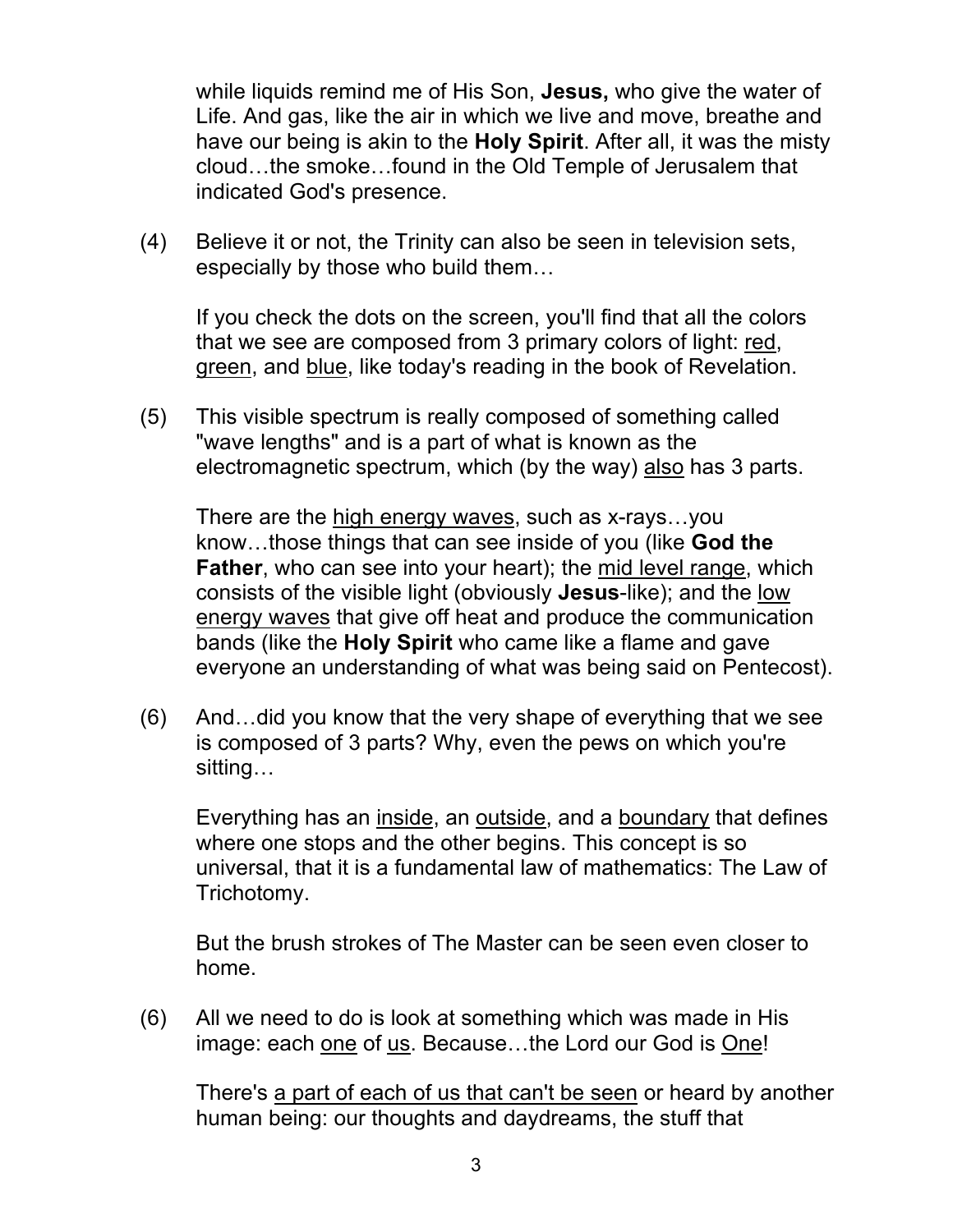while liquids remind me of His Son, **Jesus,** who give the water of Life. And gas, like the air in which we live and move, breathe and have our being is akin to the **Holy Spirit**. After all, it was the misty cloud…the smoke…found in the Old Temple of Jerusalem that indicated God's presence.

(4) Believe it or not, the Trinity can also be seen in television sets, especially by those who build them…

If you check the dots on the screen, you'll find that all the colors that we see are composed from 3 primary colors of light: <u>red</u>, <u>green</u>, and <u>blue</u>, like today's reading in the book of Revelation.

(5) This visible spectrum is really composed of something called "wave lengths" and is a part of what is known as the electromagnetic spectrum, which (by the way) <u>also</u> has 3 parts.

There are the <u>high energy waves</u>, such as x-rays…you know…those things that can see inside of you (like **God the Father**, who can see into your heart); the <u>mid level range</u>, which consists of the visible light (obviously **Jesus**-like); and the <u>low energy waves</u> that give off heat and produce the communication bands (like the **Holy Spirit** who came like a flame and gave everyone an understanding of what was being said on Pentecost).

(6) And…did you know that the very shape of everything that we see is composed of 3 parts? Why, even the pews on which you're sitting…

Everything has an <u>inside</u>, an <u>outside</u>, and a <u>boundary</u> that defines where one stops and the other begins. This concept is so universal, that it is a fundamental law of mathematics: The Law of Trichotomy.

But the brush strokes of The Master can be seen even closer to home.

(6) All we need to do is look at something which was made in His image: each <u>one</u> of <u>us</u>. Because…the Lord our God is <u>One</u>!

There's <u>a part of each of us that can't be seen</u> or heard by another human being: our thoughts and daydreams, the stuff that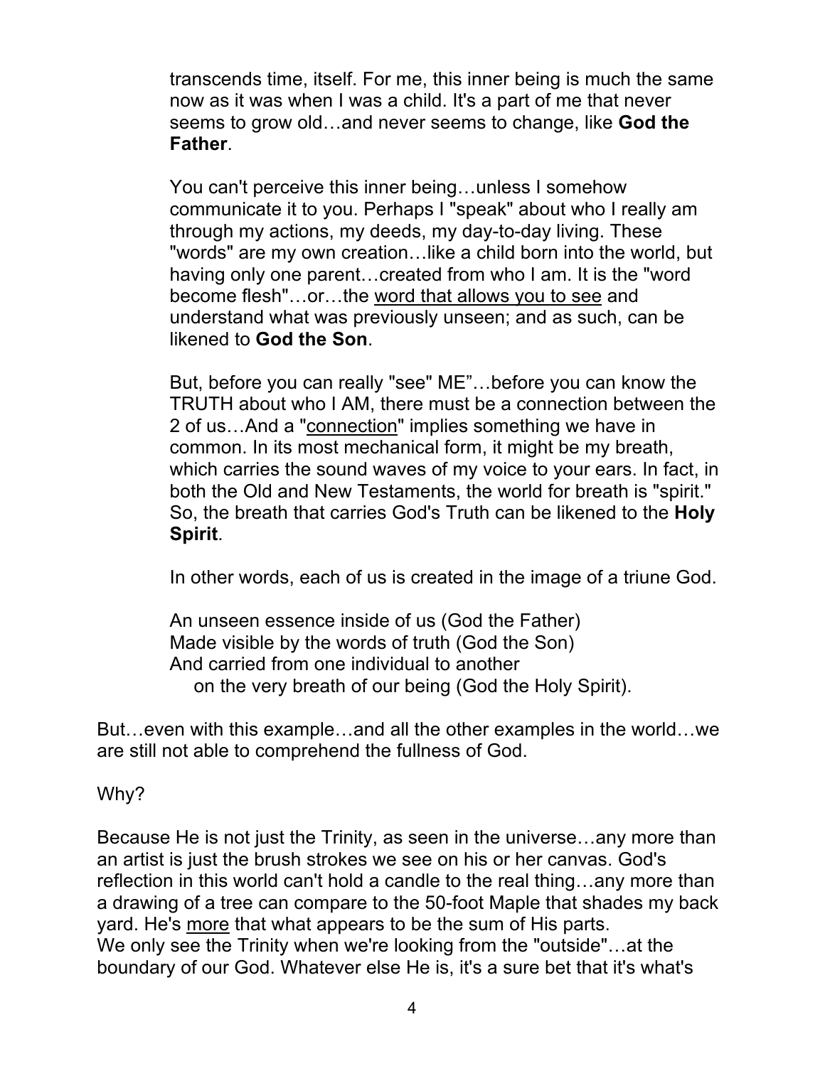transcends time, itself. For me, this inner being is much the same now as it was when I was a child. It's a part of me that never seems to grow old…and never seems to change, like **God the Father**.

You can't perceive this inner being…unless I somehow communicate it to you. Perhaps I "speak" about who I really am through my actions, my deeds, my day-to-day living. These "words" are my own creation…like a child born into the world, but having only one parent…created from who I am. It is the "word become flesh"…or…the <u>word that allows you to see</u> and understand what was previously unseen; and as such, can be likened to **God the Son**.

But, before you can really "see" ME"…before you can know the TRUTH about who I AM, there must be a connection between the 2 of us…And a "<u>connection</u>" implies something we have in common. In its most mechanical form, it might be my breath, which carries the sound waves of my voice to your ears. In fact, in both the Old and New Testaments, the world for breath is "spirit." So, the breath that carries God's Truth can be likened to the **Holy Spirit**.

In other words, each of us is created in the image of a triune God.

An unseen essence inside of us (God the Father)
Made visible by the words of truth (God the Son)
And carried from one individual to another
on the very breath of our being (God the Holy Spirit).

But…even with this example…and all the other examples in the world…we are still not able to comprehend the fullness of God.

Why?

Because He is not just the Trinity, as seen in the universe…any more than an artist is just the brush strokes we see on his or her canvas. God's reflection in this world can't hold a candle to the real thing…any more than a drawing of a tree can compare to the 50-foot Maple that shades my back yard. He's <u>more</u> that what appears to be the sum of His parts.
We only see the Trinity when we're looking from the "outside"…at the boundary of our God. Whatever else He is, it's a sure bet that it's what's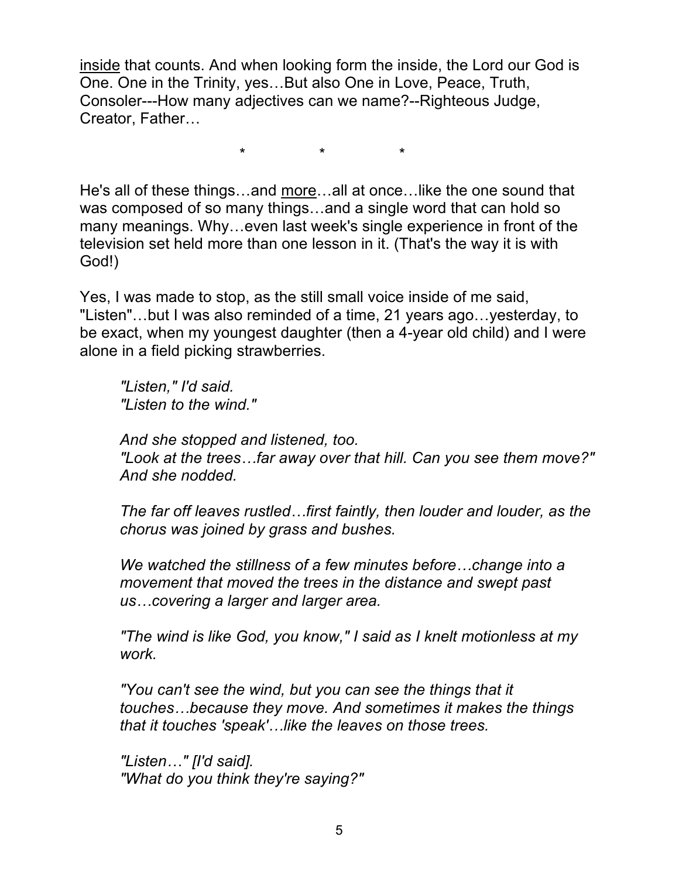inside that counts. And when looking form the inside, the Lord our God is One. One in the Trinity, yes…But also One in Love, Peace, Truth, Consoler---How many adjectives can we name?--Righteous Judge, Creator, Father…

\*                \*                \*

He's all of these things…and more…all at once…like the one sound that was composed of so many things…and a single word that can hold so many meanings. Why…even last week's single experience in front of the television set held more than one lesson in it. (That's the way it is with God!)

Yes, I was made to stop, as the still small voice inside of me said, "Listen"…but I was also reminded of a time, 21 years ago…yesterday, to be exact, when my youngest daughter (then a 4-year old child) and I were alone in a field picking strawberries.

> *"Listen," I'd said.*
> *"Listen to the wind."*
>
> *And she stopped and listened, too.*
> *"Look at the trees…far away over that hill. Can you see them move?" And she nodded.*
>
> *The far off leaves rustled…first faintly, then louder and louder, as the chorus was joined by grass and bushes.*
>
> *We watched the stillness of a few minutes before…change into a movement that moved the trees in the distance and swept past us…covering a larger and larger area.*
>
> *"The wind is like God, you know," I said as I knelt motionless at my work.*
>
> *"You can't see the wind, but you can see the things that it touches…because they move. And sometimes it makes the things that it touches 'speak'…like the leaves on those trees.*
>
> *"Listen…" [I'd said].*
> *"What do you think they're saying?"*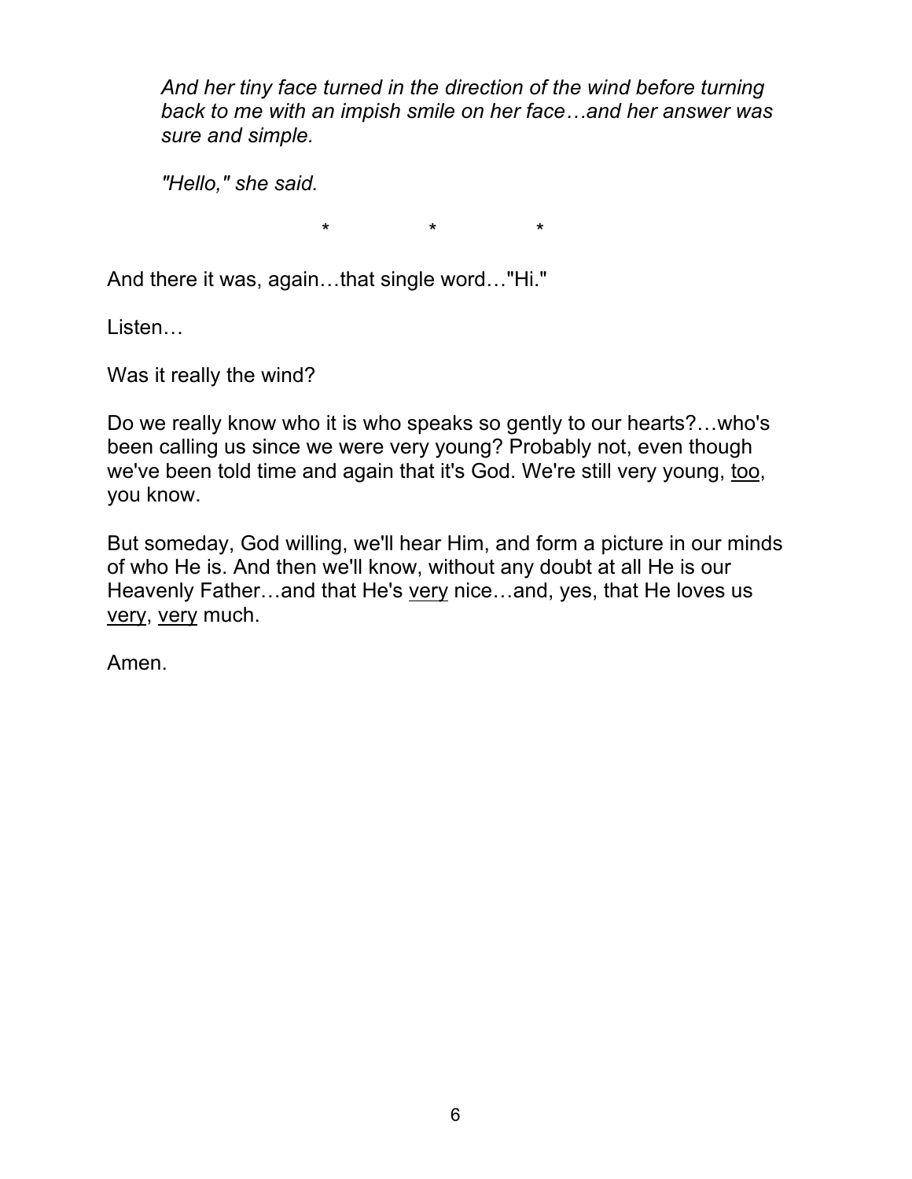*And her tiny face turned in the direction of the wind before turning back to me with an impish smile on her face…and her answer was sure and simple.*

*"Hello," she said.*

\*                 \*                 \*

And there it was, again…that single word…"Hi."

Listen…

Was it really the wind?

Do we really know who it is who speaks so gently to our hearts?…who's been calling us since we were very young? Probably not, even though we've been told time and again that it's God. We're still very young, <u>too</u>, you know.

But someday, God willing, we'll hear Him, and form a picture in our minds of who He is. And then we'll know, without any doubt at all He is our Heavenly Father…and that He's <u>very</u> nice…and, yes, that He loves us <u>very</u>, <u>very</u> much.

Amen.